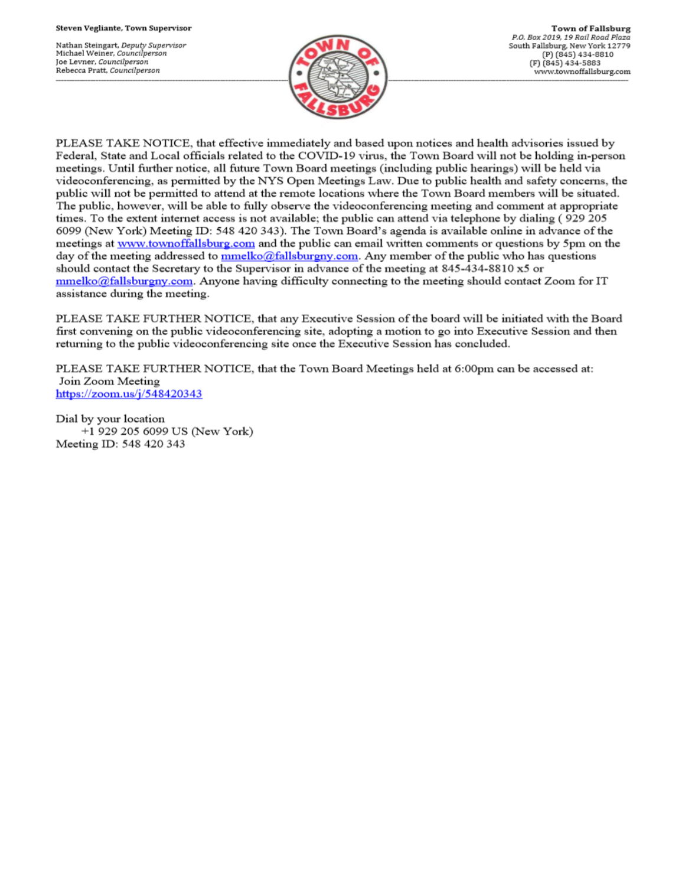**Steven Vegliante, Town Supervisor**

Nathan Steingart, *Deputy Supervisor*
Michael Weiner, *Councilperson*
Joe Levner, *Councilperson*
Rebecca Pratt, *Councilperson*

**Town of Fallsburg**
*P.O. Box 2019, 19 Rail Road Plaza*
South Fallsburg, New York 12779
(P) (845) 434-8810
(F) (845) 434-5883
www.townoffallsburg.com

---

PLEASE TAKE NOTICE, that effective immediately and based upon notices and health advisories issued by Federal, State and Local officials related to the COVID-19 virus, the Town Board will not be holding in-person meetings. Until further notice, all future Town Board meetings (including public hearings) will be held via videoconferencing, as permitted by the NYS Open Meetings Law. Due to public health and safety concerns, the public will not be permitted to attend at the remote locations where the Town Board members will be situated. The public, however, will be able to fully observe the videoconferencing meeting and comment at appropriate times. To the extent internet access is not available; the public can attend via telephone by dialing ( 929 205 6099 (New York) Meeting ID: 548 420 343). The Town Board's agenda is available online in advance of the meetings at [www.townoffallsburg.com](http://www.townoffallsburg.com) and the public can email written comments or questions by 5pm on the day of the meeting addressed to [mmelko@fallsburgny.com](mailto:mmelko@fallsburgny.com). Any member of the public who has questions should contact the Secretary to the Supervisor in advance of the meeting at 845-434-8810 x5 or [mmelko@fallsburgny.com](mailto:mmelko@fallsburgny.com). Anyone having difficulty connecting to the meeting should contact Zoom for IT assistance during the meeting.

PLEASE TAKE FURTHER NOTICE, that any Executive Session of the board will be initiated with the Board first convening on the public videoconferencing site, adopting a motion to go into Executive Session and then returning to the public videoconferencing site once the Executive Session has concluded.

PLEASE TAKE FURTHER NOTICE, that the Town Board Meetings held at 6:00pm can be accessed at:
Join Zoom Meeting
[https://zoom.us/j/548420343](https://zoom.us/j/548420343)

Dial by your location
+1 929 205 6099 US (New York)
Meeting ID: 548 420 343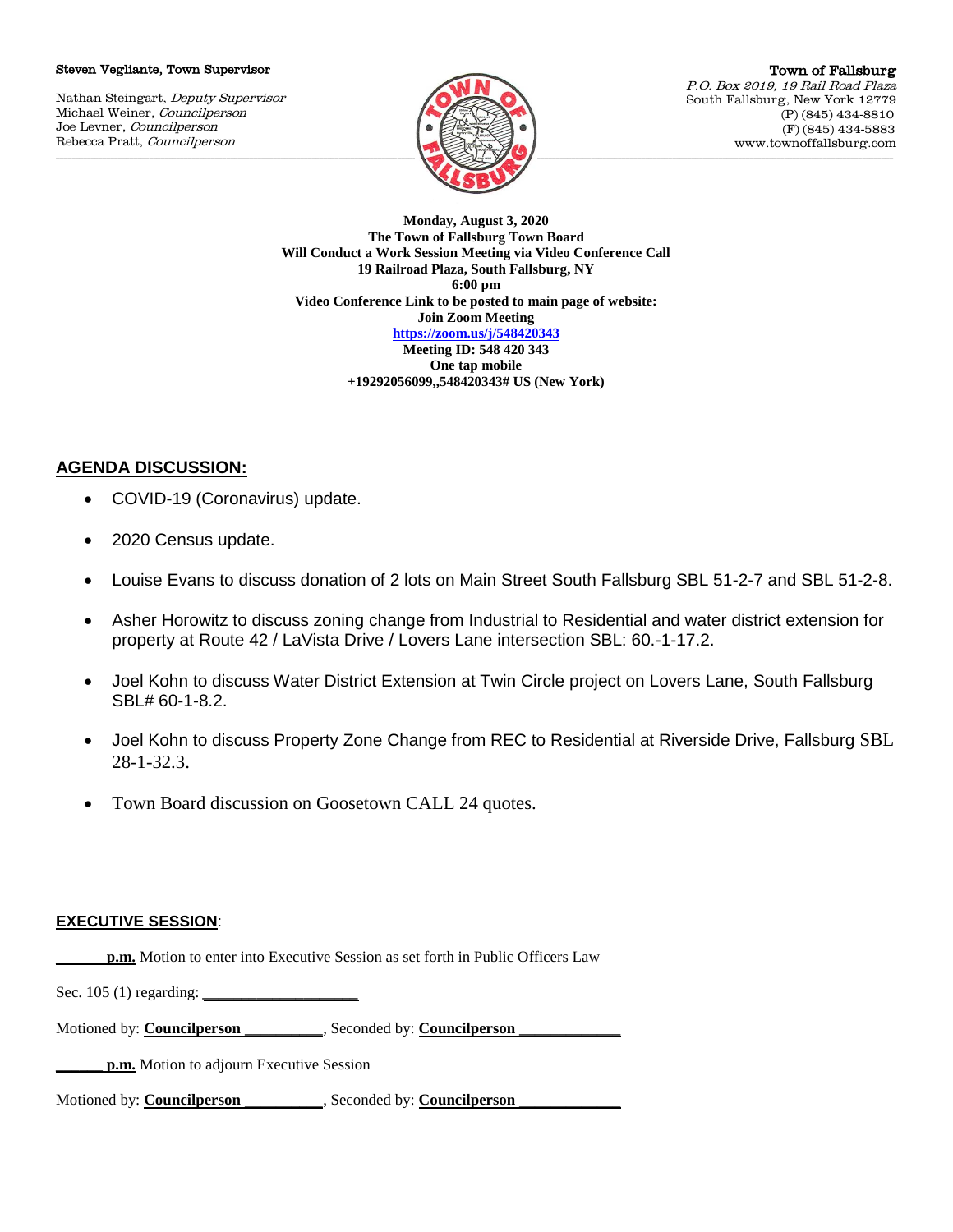Steven Vegliante, Town Supervisor

Nathan Steingart, *Deputy Supervisor*
Michael Weiner, *Councilperson*
Joe Levner, *Councilperson*
Rebecca Pratt, *Councilperson*

Town of Fallsburg
*P.O. Box 2019, 19 Rail Road Plaza*
South Fallsburg, New York 12779
(P) (845) 434-8810
(F) (845) 434-5883
www.townoffallsburg.com

**Monday, August 3, 2020**
**The Town of Fallsburg Town Board**
**Will Conduct a Work Session Meeting via Video Conference Call**
**19 Railroad Plaza, South Fallsburg, NY**
**6:00 pm**
**Video Conference Link to be posted to main page of website:**
**Join Zoom Meeting**
**https://zoom.us/j/548420343**
**Meeting ID: 548 420 343**
**One tap mobile**
**+19292056099,,548420343# US (New York)**

## AGENDA DISCUSSION:

- COVID-19 (Coronavirus) update.
- 2020 Census update.
- Louise Evans to discuss donation of 2 lots on Main Street South Fallsburg SBL 51-2-7 and SBL 51-2-8.
- Asher Horowitz to discuss zoning change from Industrial to Residential and water district extension for property at Route 42 / LaVista Drive / Lovers Lane intersection SBL: 60.-1-17.2.
- Joel Kohn to discuss Water District Extension at Twin Circle project on Lovers Lane, South Fallsburg SBL# 60-1-8.2.
- Joel Kohn to discuss Property Zone Change from REC to Residential at Riverside Drive, Fallsburg SBL 28-1-32.3.
- Town Board discussion on Goosetown CALL 24 quotes.

## EXECUTIVE SESSION:

**______ p.m.** Motion to enter into Executive Session as set forth in Public Officers Law

Sec. 105 (1) regarding: ____________________

Motioned by: **Councilperson __________**, Seconded by: **Councilperson _____________**

**______ p.m.** Motion to adjourn Executive Session

Motioned by: **Councilperson __________**, Seconded by: **Councilperson _____________**